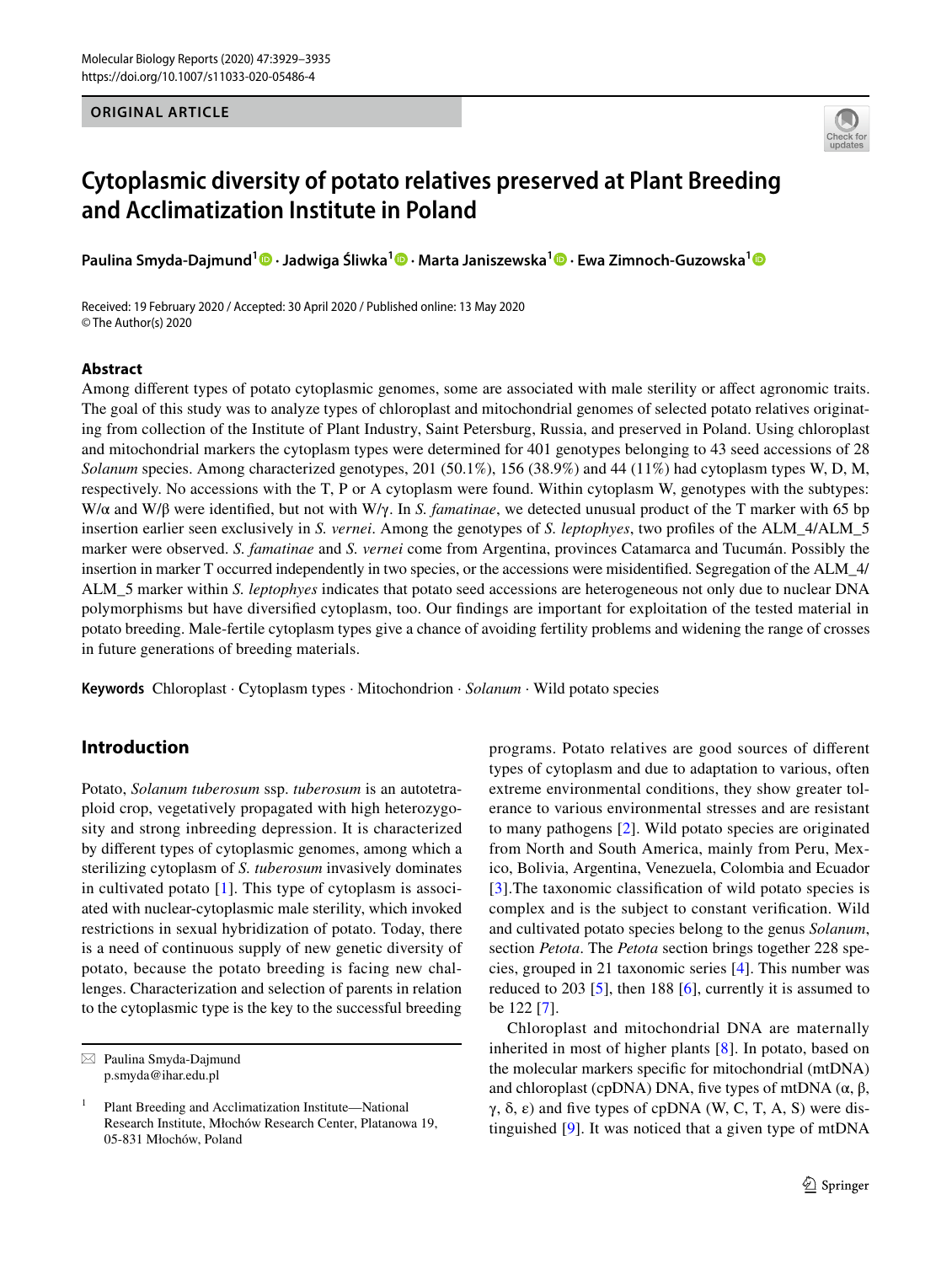ORIGINAL ARTICLE

# Cytoplasmic diversity of potato relatives preserved at Plant Breeding and Acclimatization Institute in Poland

**Paulina Smyda-Dajmund[1] · Jadwiga Śliwka[1] · Marta Janiszewska[1] · Ewa Zimnoch-Guzowska[1]**

Received: 19 February 2020 / Accepted: 30 April 2020 / Published online: 13 May 2020
© The Author(s) 2020

## Abstract

Among different types of potato cytoplasmic genomes, some are associated with male sterility or affect agronomic traits. The goal of this study was to analyze types of chloroplast and mitochondrial genomes of selected potato relatives originating from collection of the Institute of Plant Industry, Saint Petersburg, Russia, and preserved in Poland. Using chloroplast and mitochondrial markers the cytoplasm types were determined for 401 genotypes belonging to 43 seed accessions of 28 *Solanum* species. Among characterized genotypes, 201 (50.1%), 156 (38.9%) and 44 (11%) had cytoplasm types W, D, M, respectively. No accessions with the T, P or A cytoplasm were found. Within cytoplasm W, genotypes with the subtypes: W/α and W/β were identified, but not with W/γ. In *S. famatinae*, we detected unusual product of the T marker with 65 bp insertion earlier seen exclusively in *S. vernei*. Among the genotypes of *S. leptophyes*, two profiles of the ALM_4/ALM_5 marker were observed. *S. famatinae* and *S. vernei* come from Argentina, provinces Catamarca and Tucumán. Possibly the insertion in marker T occurred independently in two species, or the accessions were misidentified. Segregation of the ALM_4/ALM_5 marker within *S. leptophyes* indicates that potato seed accessions are heterogeneous not only due to nuclear DNA polymorphisms but have diversified cytoplasm, too. Our findings are important for exploitation of the tested material in potato breeding. Male-fertile cytoplasm types give a chance of avoiding fertility problems and widening the range of crosses in future generations of breeding materials.

**Keywords** Chloroplast · Cytoplasm types · Mitochondrion · *Solanum* · Wild potato species

## Introduction

Potato, *Solanum tuberosum* ssp. *tuberosum* is an autotetraploid crop, vegetatively propagated with high heterozygosity and strong inbreeding depression. It is characterized by different types of cytoplasmic genomes, among which a sterilizing cytoplasm of *S. tuberosum* invasively dominates in cultivated potato [1]. This type of cytoplasm is associated with nuclear-cytoplasmic male sterility, which invoked restrictions in sexual hybridization of potato. Today, there is a need of continuous supply of new genetic diversity of potato, because the potato breeding is facing new challenges. Characterization and selection of parents in relation to the cytoplasmic type is the key to the successful breeding programs. Potato relatives are good sources of different types of cytoplasm and due to adaptation to various, often extreme environmental conditions, they show greater tolerance to various environmental stresses and are resistant to many pathogens [2]. Wild potato species are originated from North and South America, mainly from Peru, Mexico, Bolivia, Argentina, Venezuela, Colombia and Ecuador [3].The taxonomic classification of wild potato species is complex and is the subject to constant verification. Wild and cultivated potato species belong to the genus *Solanum*, section *Petota*. The *Petota* section brings together 228 species, grouped in 21 taxonomic series [4]. This number was reduced to 203 [5], then 188 [6], currently it is assumed to be 122 [7].

Chloroplast and mitochondrial DNA are maternally inherited in most of higher plants [8]. In potato, based on the molecular markers specific for mitochondrial (mtDNA) and chloroplast (cpDNA) DNA, five types of mtDNA (α, β, γ, δ, ε) and five types of cpDNA (W, C, T, A, S) were distinguished [9]. It was noticed that a given type of mtDNA

✉ Paulina Smyda-Dajmund
p.smyda@ihar.edu.pl

[1] Plant Breeding and Acclimatization Institute—National Research Institute, Młochów Research Center, Platanowa 19, 05-831 Młochów, Poland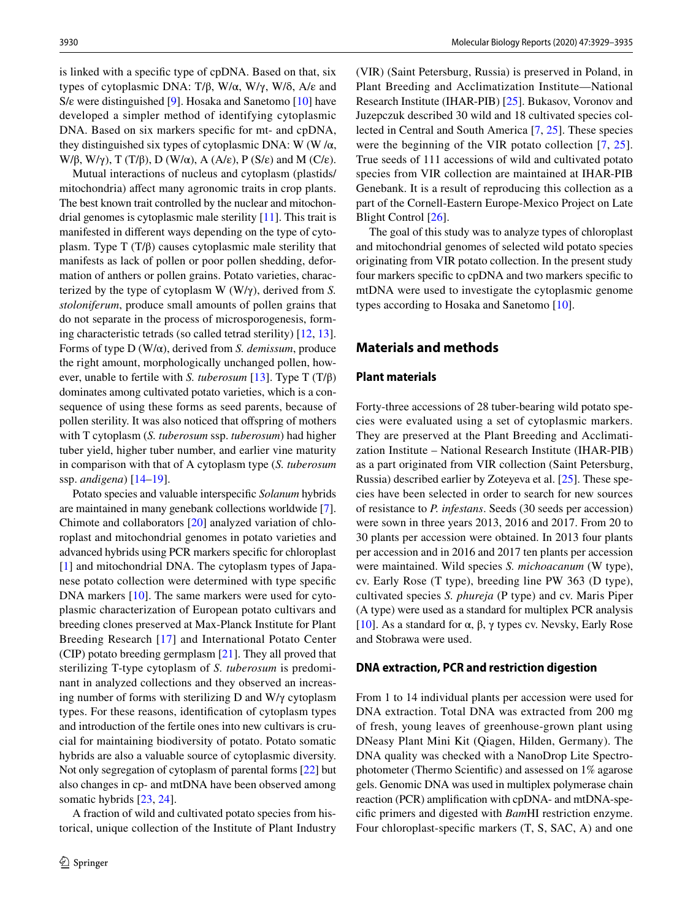is linked with a specific type of cpDNA. Based on that, six types of cytoplasmic DNA: T/β, W/α, W/γ, W/δ, A/ε and S/ε were distinguished [9]. Hosaka and Sanetomo [10] have developed a simpler method of identifying cytoplasmic DNA. Based on six markers specific for mt- and cpDNA, they distinguished six types of cytoplasmic DNA: W (W /α, W/β, W/γ), T (T/β), D (W/α), A (A/ε), P (S/ε) and M (C/ε).

Mutual interactions of nucleus and cytoplasm (plastids/mitochondria) affect many agronomic traits in crop plants. The best known trait controlled by the nuclear and mitochondrial genomes is cytoplasmic male sterility [11]. This trait is manifested in different ways depending on the type of cytoplasm. Type T (T/β) causes cytoplasmic male sterility that manifests as lack of pollen or poor pollen shedding, deformation of anthers or pollen grains. Potato varieties, characterized by the type of cytoplasm W (W/γ), derived from *S. stoloniferum*, produce small amounts of pollen grains that do not separate in the process of microsporogenesis, forming characteristic tetrads (so called tetrad sterility) [12, 13]. Forms of type D (W/α), derived from *S. demissum*, produce the right amount, morphologically unchanged pollen, however, unable to fertile with *S. tuberosum* [13]. Type T (T/β) dominates among cultivated potato varieties, which is a consequence of using these forms as seed parents, because of pollen sterility. It was also noticed that offspring of mothers with T cytoplasm (*S. tuberosum* ssp. *tuberosum*) had higher tuber yield, higher tuber number, and earlier vine maturity in comparison with that of A cytoplasm type (*S. tuberosum* ssp. *andigena*) [14–19].

Potato species and valuable interspecific *Solanum* hybrids are maintained in many genebank collections worldwide [7]. Chimote and collaborators [20] analyzed variation of chloroplast and mitochondrial genomes in potato varieties and advanced hybrids using PCR markers specific for chloroplast [1] and mitochondrial DNA. The cytoplasm types of Japanese potato collection were determined with type specific DNA markers [10]. The same markers were used for cytoplasmic characterization of European potato cultivars and breeding clones preserved at Max-Planck Institute for Plant Breeding Research [17] and International Potato Center (CIP) potato breeding germplasm [21]. They all proved that sterilizing T-type cytoplasm of *S. tuberosum* is predominant in analyzed collections and they observed an increasing number of forms with sterilizing D and W/γ cytoplasm types. For these reasons, identification of cytoplasm types and introduction of the fertile ones into new cultivars is crucial for maintaining biodiversity of potato. Potato somatic hybrids are also a valuable source of cytoplasmic diversity. Not only segregation of cytoplasm of parental forms [22] but also changes in cp- and mtDNA have been observed among somatic hybrids [23, 24].

A fraction of wild and cultivated potato species from historical, unique collection of the Institute of Plant Industry (VIR) (Saint Petersburg, Russia) is preserved in Poland, in Plant Breeding and Acclimatization Institute—National Research Institute (IHAR-PIB) [25]. Bukasov, Voronov and Juzepczuk described 30 wild and 18 cultivated species collected in Central and South America [7, 25]. These species were the beginning of the VIR potato collection [7, 25]. True seeds of 111 accessions of wild and cultivated potato species from VIR collection are maintained at IHAR-PIB Genebank. It is a result of reproducing this collection as a part of the Cornell-Eastern Europe-Mexico Project on Late Blight Control [26].

The goal of this study was to analyze types of chloroplast and mitochondrial genomes of selected wild potato species originating from VIR potato collection. In the present study four markers specific to cpDNA and two markers specific to mtDNA were used to investigate the cytoplasmic genome types according to Hosaka and Sanetomo [10].

## Materials and methods

### Plant materials

Forty-three accessions of 28 tuber-bearing wild potato species were evaluated using a set of cytoplasmic markers. They are preserved at the Plant Breeding and Acclimatization Institute – National Research Institute (IHAR-PIB) as a part originated from VIR collection (Saint Petersburg, Russia) described earlier by Zoteyeva et al. [25]. These species have been selected in order to search for new sources of resistance to *P. infestans*. Seeds (30 seeds per accession) were sown in three years 2013, 2016 and 2017. From 20 to 30 plants per accession were obtained. In 2013 four plants per accession and in 2016 and 2017 ten plants per accession were maintained. Wild species *S. michoacanum* (W type), cv. Early Rose (T type), breeding line PW 363 (D type), cultivated species *S. phureja* (P type) and cv. Maris Piper (A type) were used as a standard for multiplex PCR analysis [10]. As a standard for α, β, γ types cv. Nevsky, Early Rose and Stobrawa were used.

### DNA extraction, PCR and restriction digestion

From 1 to 14 individual plants per accession were used for DNA extraction. Total DNA was extracted from 200 mg of fresh, young leaves of greenhouse-grown plant using DNeasy Plant Mini Kit (Qiagen, Hilden, Germany). The DNA quality was checked with a NanoDrop Lite Spectrophotometer (Thermo Scientific) and assessed on 1% agarose gels. Genomic DNA was used in multiplex polymerase chain reaction (PCR) amplification with cpDNA- and mtDNA-specific primers and digested with *Bam*HI restriction enzyme. Four chloroplast-specific markers (T, S, SAC, A) and one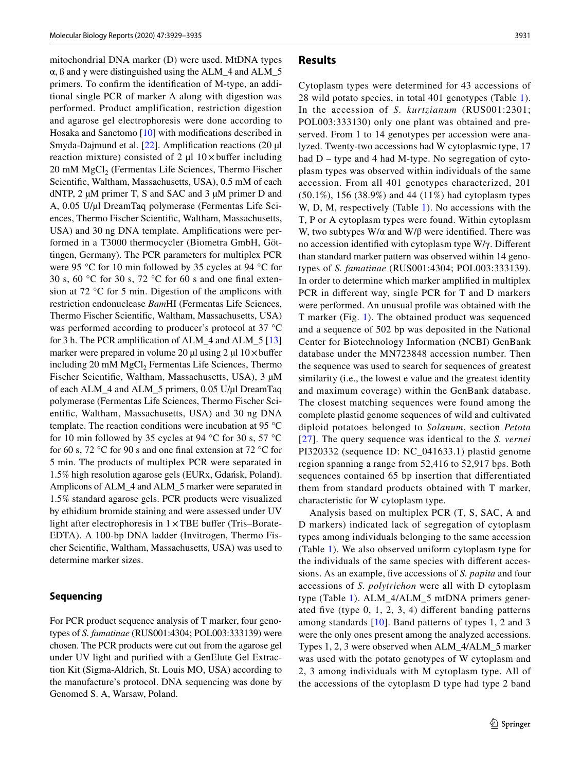mitochondrial DNA marker (D) were used. MtDNA types α, ß and γ were distinguished using the ALM_4 and ALM_5 primers. To confirm the identification of M-type, an additional single PCR of marker A along with digestion was performed. Product amplification, restriction digestion and agarose gel electrophoresis were done according to Hosaka and Sanetomo [10] with modifications described in Smyda-Dajmund et al. [22]. Amplification reactions (20 µl reaction mixture) consisted of 2 µl 10 × buffer including 20 mM $MgCl_2$ (Fermentas Life Sciences, Thermo Fischer Scientific, Waltham, Massachusetts, USA), 0.5 mM of each dNTP, 2 µM primer T, S and SAC and 3 µM primer D and A, 0.05 U/µl DreamTaq polymerase (Fermentas Life Sciences, Thermo Fischer Scientific, Waltham, Massachusetts, USA) and 30 ng DNA template. Amplifications were performed in a T3000 thermocycler (Biometra GmbH, Göttingen, Germany). The PCR parameters for multiplex PCR were 95 °C for 10 min followed by 35 cycles at 94 °C for 30 s, 60 °C for 30 s, 72 °C for 60 s and one final extension at 72 °C for 5 min. Digestion of the amplicons with restriction endonuclease *Bam*HI (Fermentas Life Sciences, Thermo Fischer Scientific, Waltham, Massachusetts, USA) was performed according to producer's protocol at 37 °C for 3 h. The PCR amplification of ALM_4 and ALM_5 [13] marker were prepared in volume 20 µl using 2 µl 10 × buffer including 20 mM $MgCl_2$ Fermentas Life Sciences, Thermo Fischer Scientific, Waltham, Massachusetts, USA), 3 µM of each ALM_4 and ALM_5 primers, 0.05 U/µl DreamTaq polymerase (Fermentas Life Sciences, Thermo Fischer Scientific, Waltham, Massachusetts, USA) and 30 ng DNA template. The reaction conditions were incubation at 95 °C for 10 min followed by 35 cycles at 94 °C for 30 s, 57 °C for 60 s, 72 °C for 90 s and one final extension at 72 °C for 5 min. The products of multiplex PCR were separated in 1.5% high resolution agarose gels (EURx, Gdańsk, Poland). Amplicons of ALM_4 and ALM_5 marker were separated in 1.5% standard agarose gels. PCR products were visualized by ethidium bromide staining and were assessed under UV light after electrophoresis in 1 × TBE buffer (Tris–Borate-EDTA). A 100-bp DNA ladder (Invitrogen, Thermo Fischer Scientific, Waltham, Massachusetts, USA) was used to determine marker sizes.

### Sequencing

For PCR product sequence analysis of T marker, four genotypes of *S. famatinae* (RUS001:4304; POL003:333139) were chosen. The PCR products were cut out from the agarose gel under UV light and purified with a GenElute Gel Extraction Kit (Sigma-Aldrich, St. Louis MO, USA) according to the manufacture's protocol. DNA sequencing was done by Genomed S. A, Warsaw, Poland.

## Results

Cytoplasm types were determined for 43 accessions of 28 wild potato species, in total 401 genotypes (Table 1). In the accession of *S. kurtzianum* (RUS001:2301; POL003:333130) only one plant was obtained and preserved. From 1 to 14 genotypes per accession were analyzed. Twenty-two accessions had W cytoplasmic type, 17 had D – type and 4 had M-type. No segregation of cytoplasm types was observed within individuals of the same accession. From all 401 genotypes characterized, 201 (50.1%), 156 (38.9%) and 44 (11%) had cytoplasm types W, D, M, respectively (Table 1). No accessions with the T, P or A cytoplasm types were found. Within cytoplasm W, two subtypes W/α and W/β were identified. There was no accession identified with cytoplasm type W/γ. Different than standard marker pattern was observed within 14 genotypes of *S. famatinae* (RUS001:4304; POL003:333139). In order to determine which marker amplified in multiplex PCR in different way, single PCR for T and D markers were performed. An unusual profile was obtained with the T marker (Fig. 1). The obtained product was sequenced and a sequence of 502 bp was deposited in the National Center for Biotechnology Information (NCBI) GenBank database under the MN723848 accession number. Then the sequence was used to search for sequences of greatest similarity (i.e., the lowest e value and the greatest identity and maximum coverage) within the GenBank database. The closest matching sequences were found among the complete plastid genome sequences of wild and cultivated diploid potatoes belonged to *Solanum*, section *Petota* [27]. The query sequence was identical to the *S. vernei* PI320332 (sequence ID: NC_041633.1) plastid genome region spanning a range from 52,416 to 52,917 bps. Both sequences contained 65 bp insertion that differentiated them from standard products obtained with T marker, characteristic for W cytoplasm type.

Analysis based on multiplex PCR (T, S, SAC, A and D markers) indicated lack of segregation of cytoplasm types among individuals belonging to the same accession (Table 1). We also observed uniform cytoplasm type for the individuals of the same species with different accessions. As an example, five accessions of *S. papita* and four accessions of *S. polytrichon* were all with D cytoplasm type (Table 1). ALM_4/ALM_5 mtDNA primers generated five (type 0, 1, 2, 3, 4) different banding patterns among standards [10]. Band patterns of types 1, 2 and 3 were the only ones present among the analyzed accessions. Types 1, 2, 3 were observed when ALM_4/ALM_5 marker was used with the potato genotypes of W cytoplasm and 2, 3 among individuals with M cytoplasm type. All of the accessions of the cytoplasm D type had type 2 band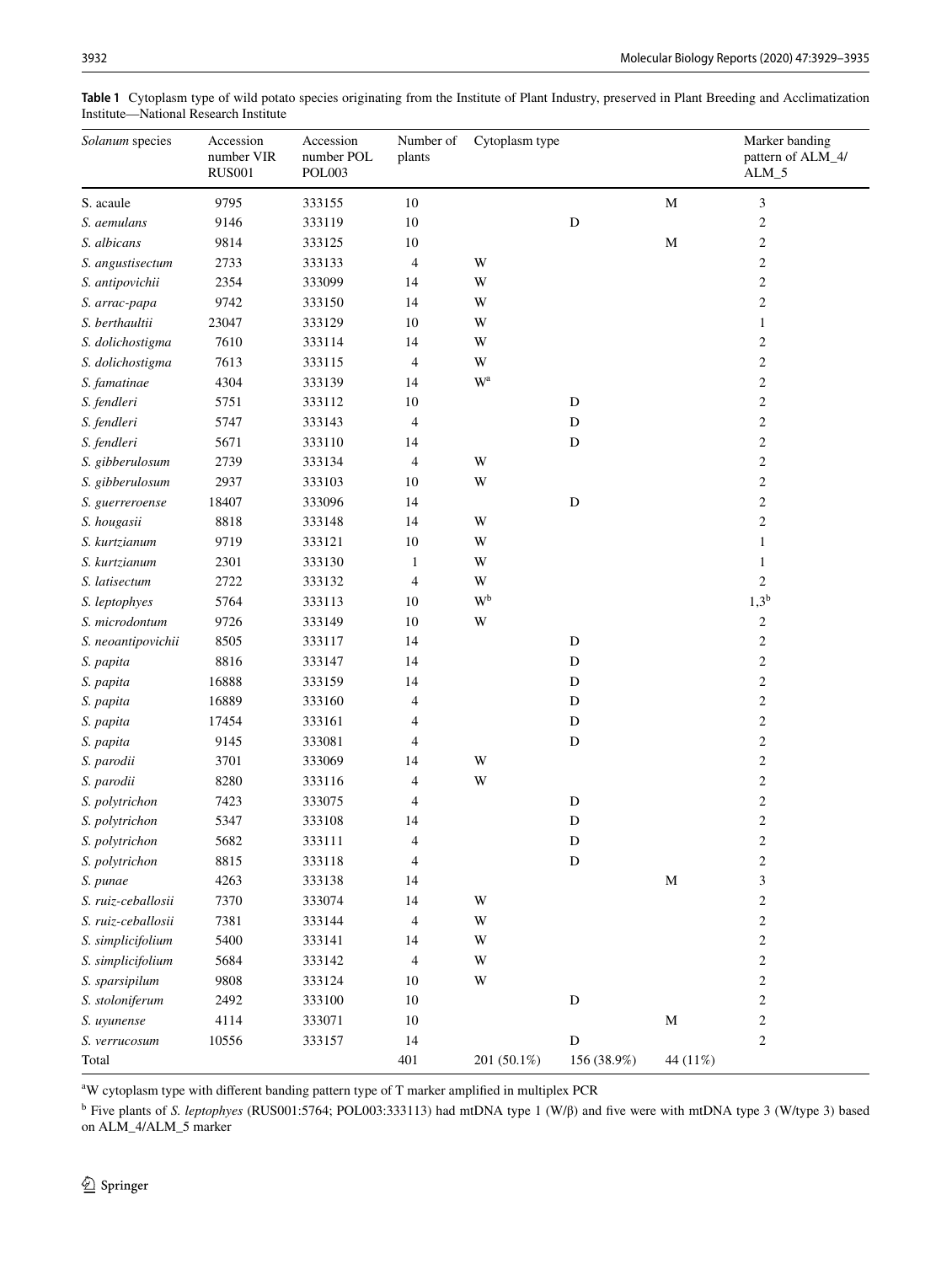**Table 1** Cytoplasm type of wild potato species originating from the Institute of Plant Industry, preserved in Plant Breeding and Acclimatization Institute—National Research Institute

| *Solanum* species | Accession number VIR RUS001 | Accession number POL POL003 | Number of plants | Cytoplasm type | | | Marker banding pattern of ALM_4/ALM_5 |
|---|---|---|---|---|---|---|---|
| S. acaule | 9795 | 333155 | 10 | | | M | 3 |
| *S. aemulans* | 9146 | 333119 | 10 | | D | | 2 |
| *S. albicans* | 9814 | 333125 | 10 | | | M | 2 |
| *S. angustisectum* | 2733 | 333133 | 4 | W | | | 2 |
| *S. antipovichii* | 2354 | 333099 | 14 | W | | | 2 |
| *S. arrac-papa* | 9742 | 333150 | 14 | W | | | 2 |
| *S. berthaultii* | 23047 | 333129 | 10 | W | | | 1 |
| *S. dolichostigma* | 7610 | 333114 | 14 | W | | | 2 |
| *S. dolichostigma* | 7613 | 333115 | 4 | W | | | 2 |
| *S. famatinae* | 4304 | 333139 | 14 | W[a] | | | 2 |
| *S. fendleri* | 5751 | 333112 | 10 | | D | | 2 |
| *S. fendleri* | 5747 | 333143 | 4 | | D | | 2 |
| *S. fendleri* | 5671 | 333110 | 14 | | D | | 2 |
| *S. gibberulosum* | 2739 | 333134 | 4 | W | | | 2 |
| *S. gibberulosum* | 2937 | 333103 | 10 | W | | | 2 |
| *S. guerreroense* | 18407 | 333096 | 14 | | D | | 2 |
| *S. hougasii* | 8818 | 333148 | 14 | W | | | 2 |
| *S. kurtzianum* | 9719 | 333121 | 10 | W | | | 1 |
| *S. kurtzianum* | 2301 | 333130 | 1 | W | | | 1 |
| *S. latisectum* | 2722 | 333132 | 4 | W | | | 2 |
| *S. leptophyes* | 5764 | 333113 | 10 | W[b] | | | 1,3[b] |
| *S. microdontum* | 9726 | 333149 | 10 | W | | | 2 |
| *S. neoantipovichii* | 8505 | 333117 | 14 | | D | | 2 |
| *S. papita* | 8816 | 333147 | 14 | | D | | 2 |
| *S. papita* | 16888 | 333159 | 14 | | D | | 2 |
| *S. papita* | 16889 | 333160 | 4 | | D | | 2 |
| *S. papita* | 17454 | 333161 | 4 | | D | | 2 |
| *S. papita* | 9145 | 333081 | 4 | | D | | 2 |
| *S. parodii* | 3701 | 333069 | 14 | W | | | 2 |
| *S. parodii* | 8280 | 333116 | 4 | W | | | 2 |
| *S. polytrichon* | 7423 | 333075 | 4 | | D | | 2 |
| *S. polytrichon* | 5347 | 333108 | 14 | | D | | 2 |
| *S. polytrichon* | 5682 | 333111 | 4 | | D | | 2 |
| *S. polytrichon* | 8815 | 333118 | 4 | | D | | 2 |
| *S. punae* | 4263 | 333138 | 14 | | | M | 3 |
| *S. ruiz-ceballosii* | 7370 | 333074 | 14 | W | | | 2 |
| *S. ruiz-ceballosii* | 7381 | 333144 | 4 | W | | | 2 |
| *S. simplicifolium* | 5400 | 333141 | 14 | W | | | 2 |
| *S. simplicifolium* | 5684 | 333142 | 4 | W | | | 2 |
| *S. sparsipilum* | 9808 | 333124 | 10 | W | | | 2 |
| *S. stoloniferum* | 2492 | 333100 | 10 | | D | | 2 |
| *S. uyunense* | 4114 | 333071 | 10 | | | M | 2 |
| *S. verrucosum* | 10556 | 333157 | 14 | | D | | 2 |
| Total | | | 401 | 201 (50.1%) | 156 (38.9%) | 44 (11%) | |

[a]W cytoplasm type with different banding pattern type of T marker amplified in multiplex PCR

[b] Five plants of *S. leptophyes* (RUS001:5764; POL003:333113) had mtDNA type 1 (W/β) and five were with mtDNA type 3 (W/type 3) based on ALM_4/ALM_5 marker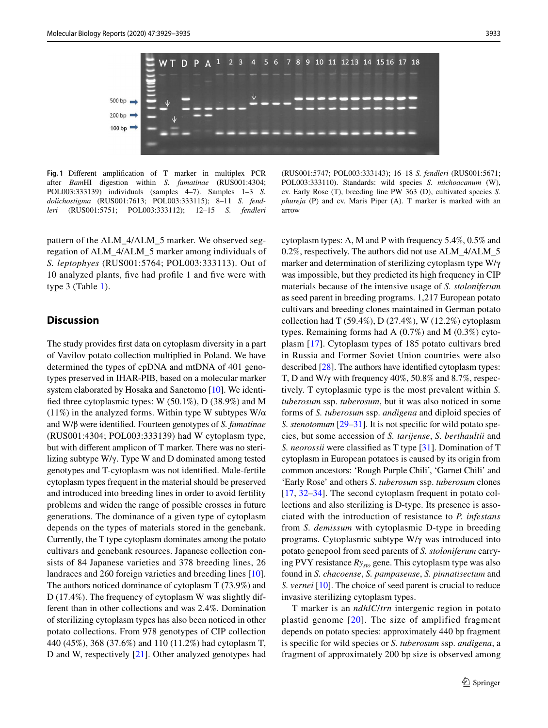**Fig. 1** Different amplification of T marker in multiplex PCR after *Bam*HI digestion within *S. famatinae* (RUS001:4304; POL003:333139) individuals (samples 4–7). Samples 1–3 *S. dolichostigma* (RUS001:7613; POL003:333115); 8–11 *S. fendleri* (RUS001:5751; POL003:333112); 12–15 *S. fendleri* (RUS001:5747; POL003:333143); 16–18 *S. fendleri* (RUS001:5671; POL003:333110). Standards: wild species *S. michoacanum* (W), cv. Early Rose (T), breeding line PW 363 (D), cultivated species *S. phureja* (P) and cv. Maris Piper (A). T marker is marked with an arrow

pattern of the ALM_4/ALM_5 marker. We observed segregation of ALM_4/ALM_5 marker among individuals of *S. leptophyes* (RUS001:5764; POL003:333113). Out of 10 analyzed plants, five had profile 1 and five were with type 3 (Table 1).

## Discussion

The study provides first data on cytoplasm diversity in a part of Vavilov potato collection multiplied in Poland. We have determined the types of cpDNA and mtDNA of 401 genotypes preserved in IHAR-PIB, based on a molecular marker system elaborated by Hosaka and Sanetomo [10]. We identified three cytoplasmic types: W (50.1%), D (38.9%) and M (11%) in the analyzed forms. Within type W subtypes W/α and W/β were identified. Fourteen genotypes of *S. famatinae* (RUS001:4304; POL003:333139) had W cytoplasm type, but with different amplicon of T marker. There was no sterilizing subtype W/γ. Type W and D dominated among tested genotypes and T-cytoplasm was not identified. Male-fertile cytoplasm types frequent in the material should be preserved and introduced into breeding lines in order to avoid fertility problems and widen the range of possible crosses in future generations. The dominance of a given type of cytoplasm depends on the types of materials stored in the genebank. Currently, the T type cytoplasm dominates among the potato cultivars and genebank resources. Japanese collection consists of 84 Japanese varieties and 378 breeding lines, 26 landraces and 260 foreign varieties and breeding lines [10]. The authors noticed dominance of cytoplasm T (73.9%) and D (17.4%). The frequency of cytoplasm W was slightly different than in other collections and was 2.4%. Domination of sterilizing cytoplasm types has also been noticed in other potato collections. From 978 genotypes of CIP collection 440 (45%), 368 (37.6%) and 110 (11.2%) had cytoplasm T, D and W, respectively [21]. Other analyzed genotypes had cytoplasm types: A, M and P with frequency 5.4%, 0.5% and 0.2%, respectively. The authors did not use ALM_4/ALM_5 marker and determination of sterilizing cytoplasm type W/γ was impossible, but they predicted its high frequency in CIP materials because of the intensive usage of *S. stoloniferum* as seed parent in breeding programs. 1,217 European potato cultivars and breeding clones maintained in German potato collection had T (59.4%), D (27.4%), W (12.2%) cytoplasm types. Remaining forms had A (0.7%) and M (0.3%) cytoplasm [17]. Cytoplasm types of 185 potato cultivars bred in Russia and Former Soviet Union countries were also described [28]. The authors have identified cytoplasm types: T, D and W/γ with frequency 40%, 50.8% and 8.7%, respectively. T cytoplasmic type is the most prevalent within *S. tuberosum* ssp. *tuberosum*, but it was also noticed in some forms of *S. tuberosum* ssp. *andigena* and diploid species of *S. stenotomum* [29–31]. It is not specific for wild potato species, but some accession of *S. tarijense*, *S. berthaultii* and *S. neorossii* were classified as T type [31]. Domination of T cytoplasm in European potatoes is caused by its origin from common ancestors: 'Rough Purple Chili', 'Garnet Chili' and 'Early Rose' and others *S. tuberosum* ssp. *tuberosum* clones [17, 32–34]. The second cytoplasm frequent in potato collections and also sterilizing is D-type. Its presence is associated with the introduction of resistance to *P. infestans* from *S. demissum* with cytoplasmic D-type in breeding programs. Cytoplasmic subtype W/γ was introduced into potato genepool from seed parents of *S. stoloniferum* carrying PVY resistance $Ry_{sto}$ gene. This cytoplasm type was also found in *S. chacoense*, *S. pampasense*, *S. pinnatisectum* and *S. vernei* [10]. The choice of seed parent is crucial to reduce invasive sterilizing cytoplasm types.

T marker is an *ndhlC/trn* intergenic region in potato plastid genome [20]. The size of amplified fragment depends on potato species: approximately 440 bp fragment is specific for wild species or *S. tuberosum* ssp. *andigena*, a fragment of approximately 200 bp size is observed among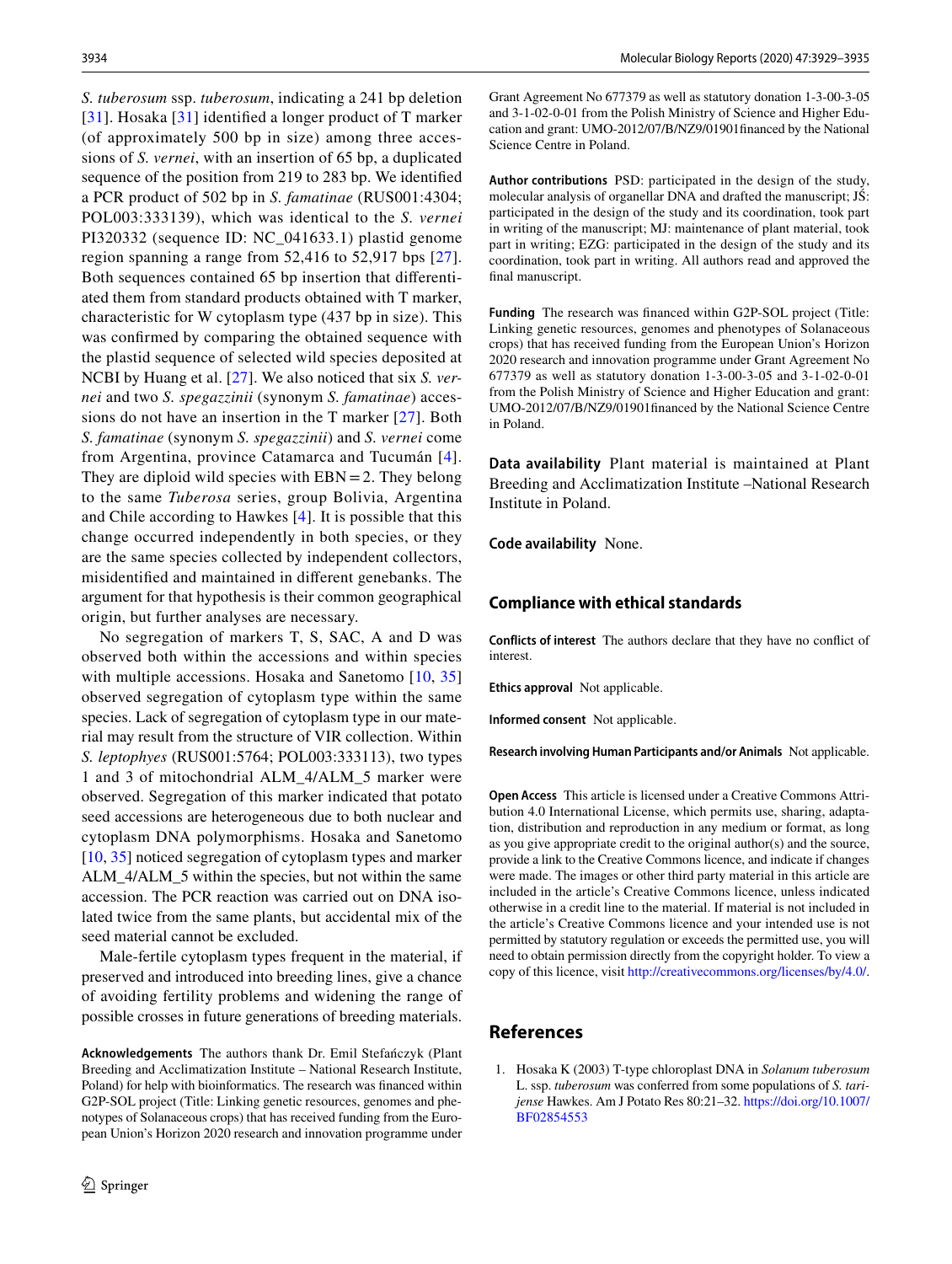*S. tuberosum* ssp. *tuberosum*, indicating a 241 bp deletion [31]. Hosaka [31] identified a longer product of T marker (of approximately 500 bp in size) among three accessions of *S. vernei*, with an insertion of 65 bp, a duplicated sequence of the position from 219 to 283 bp. We identified a PCR product of 502 bp in *S. famatinae* (RUS001:4304; POL003:333139), which was identical to the *S. vernei* PI320332 (sequence ID: NC_041633.1) plastid genome region spanning a range from 52,416 to 52,917 bps [27]. Both sequences contained 65 bp insertion that differentiated them from standard products obtained with T marker, characteristic for W cytoplasm type (437 bp in size). This was confirmed by comparing the obtained sequence with the plastid sequence of selected wild species deposited at NCBI by Huang et al. [27]. We also noticed that six *S. vernei* and two *S. spegazzinii* (synonym *S. famatinae*) accessions do not have an insertion in the T marker [27]. Both *S. famatinae* (synonym *S. spegazzinii*) and *S. vernei* come from Argentina, province Catamarca and Tucumán [4]. They are diploid wild species with EBN = 2. They belong to the same *Tuberosa* series, group Bolivia, Argentina and Chile according to Hawkes [4]. It is possible that this change occurred independently in both species, or they are the same species collected by independent collectors, misidentified and maintained in different genebanks. The argument for that hypothesis is their common geographical origin, but further analyses are necessary.

No segregation of markers T, S, SAC, A and D was observed both within the accessions and within species with multiple accessions. Hosaka and Sanetomo [10, 35] observed segregation of cytoplasm type within the same species. Lack of segregation of cytoplasm type in our material may result from the structure of VIR collection. Within *S. leptophyes* (RUS001:5764; POL003:333113), two types 1 and 3 of mitochondrial ALM_4/ALM_5 marker were observed. Segregation of this marker indicated that potato seed accessions are heterogeneous due to both nuclear and cytoplasm DNA polymorphisms. Hosaka and Sanetomo [10, 35] noticed segregation of cytoplasm types and marker ALM_4/ALM_5 within the species, but not within the same accession. The PCR reaction was carried out on DNA isolated twice from the same plants, but accidental mix of the seed material cannot be excluded.

Male-fertile cytoplasm types frequent in the material, if preserved and introduced into breeding lines, give a chance of avoiding fertility problems and widening the range of possible crosses in future generations of breeding materials.

**Acknowledgements** The authors thank Dr. Emil Stefańczyk (Plant Breeding and Acclimatization Institute – National Research Institute, Poland) for help with bioinformatics. The research was financed within G2P-SOL project (Title: Linking genetic resources, genomes and phenotypes of Solanaceous crops) that has received funding from the European Union's Horizon 2020 research and innovation programme under Grant Agreement No 677379 as well as statutory donation 1-3-00-3-05 and 3-1-02-0-01 from the Polish Ministry of Science and Higher Education and grant: UMO-2012/07/B/NZ9/01901financed by the National Science Centre in Poland.

**Author contributions** PSD: participated in the design of the study, molecular analysis of organellar DNA and drafted the manuscript; JŚ: participated in the design of the study and its coordination, took part in writing of the manuscript; MJ: maintenance of plant material, took part in writing; EZG: participated in the design of the study and its coordination, took part in writing. All authors read and approved the final manuscript.

**Funding** The research was financed within G2P-SOL project (Title: Linking genetic resources, genomes and phenotypes of Solanaceous crops) that has received funding from the European Union's Horizon 2020 research and innovation programme under Grant Agreement No 677379 as well as statutory donation 1-3-00-3-05 and 3-1-02-0-01 from the Polish Ministry of Science and Higher Education and grant: UMO-2012/07/B/NZ9/01901financed by the National Science Centre in Poland.

**Data availability** Plant material is maintained at Plant Breeding and Acclimatization Institute –National Research Institute in Poland.

**Code availability** None.

## Compliance with ethical standards

**Conflicts of interest** The authors declare that they have no conflict of interest.

**Ethics approval** Not applicable.

**Informed consent** Not applicable.

**Research involving Human Participants and/or Animals** Not applicable.

**Open Access** This article is licensed under a Creative Commons Attribution 4.0 International License, which permits use, sharing, adaptation, distribution and reproduction in any medium or format, as long as you give appropriate credit to the original author(s) and the source, provide a link to the Creative Commons licence, and indicate if changes were made. The images or other third party material in this article are included in the article's Creative Commons licence, unless indicated otherwise in a credit line to the material. If material is not included in the article's Creative Commons licence and your intended use is not permitted by statutory regulation or exceeds the permitted use, you will need to obtain permission directly from the copyright holder. To view a copy of this licence, visit http://creativecommons.org/licenses/by/4.0/.

## References

1. Hosaka K (2003) T-type chloroplast DNA in *Solanum tuberosum* L. ssp. *tuberosum* was conferred from some populations of *S. tarijense* Hawkes. Am J Potato Res 80:21–32. https://doi.org/10.1007/BF02854553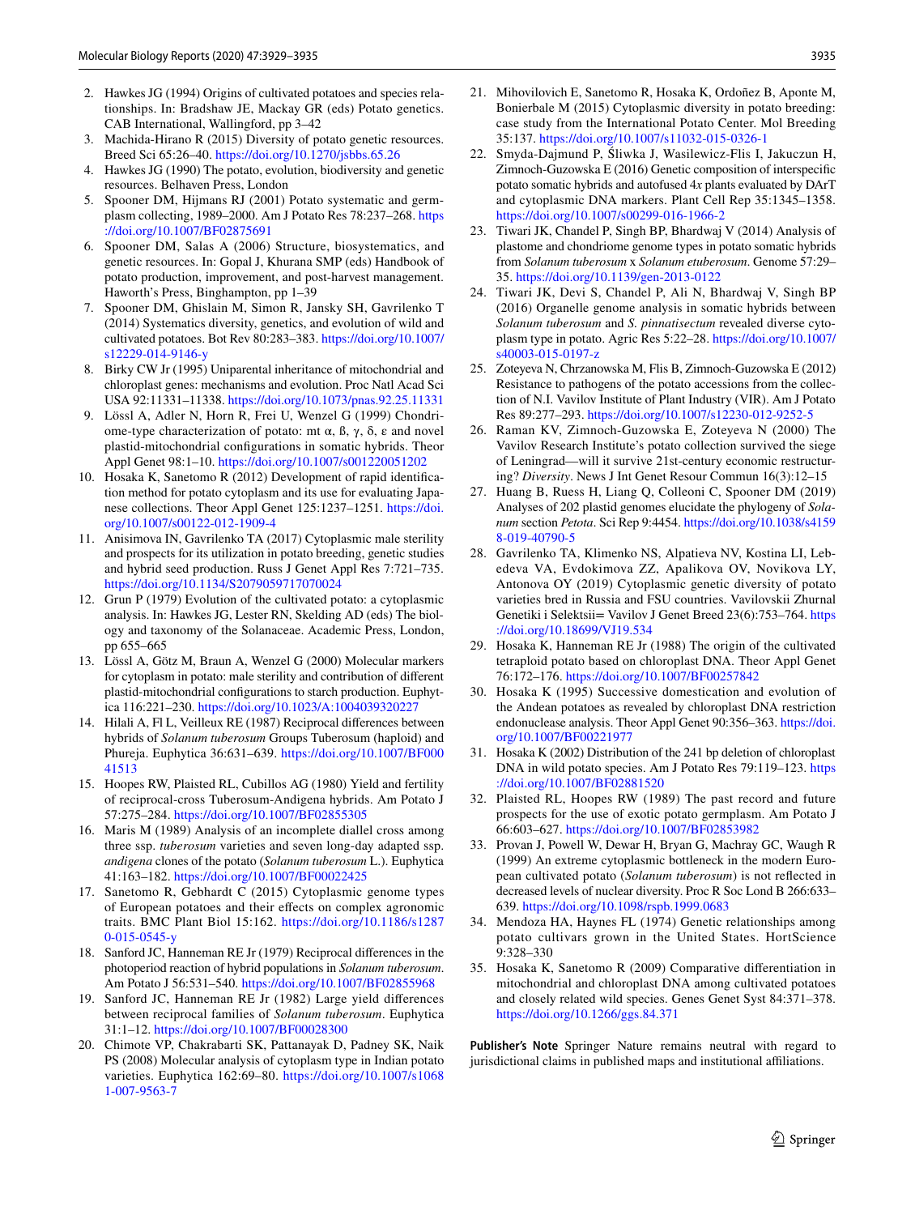2. Hawkes JG (1994) Origins of cultivated potatoes and species relationships. In: Bradshaw JE, Mackay GR (eds) Potato genetics. CAB International, Wallingford, pp 3–42
3. Machida-Hirano R (2015) Diversity of potato genetic resources. Breed Sci 65:26–40. https://doi.org/10.1270/jsbbs.65.26
4. Hawkes JG (1990) The potato, evolution, biodiversity and genetic resources. Belhaven Press, London
5. Spooner DM, Hijmans RJ (2001) Potato systematic and germplasm collecting, 1989–2000. Am J Potato Res 78:237–268. https://doi.org/10.1007/BF02875691
6. Spooner DM, Salas A (2006) Structure, biosystematics, and genetic resources. In: Gopal J, Khurana SMP (eds) Handbook of potato production, improvement, and post-harvest management. Haworth's Press, Binghampton, pp 1–39
7. Spooner DM, Ghislain M, Simon R, Jansky SH, Gavrilenko T (2014) Systematics diversity, genetics, and evolution of wild and cultivated potatoes. Bot Rev 80:283–383. https://doi.org/10.1007/s12229-014-9146-y
8. Birky CW Jr (1995) Uniparental inheritance of mitochondrial and chloroplast genes: mechanisms and evolution. Proc Natl Acad Sci USA 92:11331–11338. https://doi.org/10.1073/pnas.92.25.11331
9. Lössl A, Adler N, Horn R, Frei U, Wenzel G (1999) Chondriome-type characterization of potato: mt α, ß, γ, δ, ε and novel plastid-mitochondrial configurations in somatic hybrids. Theor Appl Genet 98:1–10. https://doi.org/10.1007/s001220051202
10. Hosaka K, Sanetomo R (2012) Development of rapid identification method for potato cytoplasm and its use for evaluating Japanese collections. Theor Appl Genet 125:1237–1251. https://doi.org/10.1007/s00122-012-1909-4
11. Anisimova IN, Gavrilenko TA (2017) Cytoplasmic male sterility and prospects for its utilization in potato breeding, genetic studies and hybrid seed production. Russ J Genet Appl Res 7:721–735. https://doi.org/10.1134/S2079059717070024
12. Grun P (1979) Evolution of the cultivated potato: a cytoplasmic analysis. In: Hawkes JG, Lester RN, Skelding AD (eds) The biology and taxonomy of the Solanaceae. Academic Press, London, pp 655–665
13. Lössl A, Götz M, Braun A, Wenzel G (2000) Molecular markers for cytoplasm in potato: male sterility and contribution of different plastid-mitochondrial configurations to starch production. Euphytica 116:221–230. https://doi.org/10.1023/A:1004039320227
14. Hilali A, Fl L, Veilleux RE (1987) Reciprocal differences between hybrids of *Solanum tuberosum* Groups Tuberosum (haploid) and Phureja. Euphytica 36:631–639. https://doi.org/10.1007/BF00041513
15. Hoopes RW, Plaisted RL, Cubillos AG (1980) Yield and fertility of reciprocal-cross Tuberosum-Andigena hybrids. Am Potato J 57:275–284. https://doi.org/10.1007/BF02855305
16. Maris M (1989) Analysis of an incomplete diallel cross among three ssp. *tuberosum* varieties and seven long-day adapted ssp. *andigena* clones of the potato (*Solanum tuberosum* L.). Euphytica 41:163–182. https://doi.org/10.1007/BF00022425
17. Sanetomo R, Gebhardt C (2015) Cytoplasmic genome types of European potatoes and their effects on complex agronomic traits. BMC Plant Biol 15:162. https://doi.org/10.1186/s12870-015-0545-y
18. Sanford JC, Hanneman RE Jr (1979) Reciprocal differences in the photoperiod reaction of hybrid populations in *Solanum tuberosum*. Am Potato J 56:531–540. https://doi.org/10.1007/BF02855968
19. Sanford JC, Hanneman RE Jr (1982) Large yield differences between reciprocal families of *Solanum tuberosum*. Euphytica 31:1–12. https://doi.org/10.1007/BF00028300
20. Chimote VP, Chakrabarti SK, Pattanayak D, Padney SK, Naik PS (2008) Molecular analysis of cytoplasm type in Indian potato varieties. Euphytica 162:69–80. https://doi.org/10.1007/s10681-007-9563-7
21. Mihovilovich E, Sanetomo R, Hosaka K, Ordoñez B, Aponte M, Bonierbale M (2015) Cytoplasmic diversity in potato breeding: case study from the International Potato Center. Mol Breeding 35:137. https://doi.org/10.1007/s11032-015-0326-1
22. Smyda-Dajmund P, Śliwka J, Wasilewicz-Flis I, Jakuczun H, Zimnoch-Guzowska E (2016) Genetic composition of interspecific potato somatic hybrids and autofused 4*x* plants evaluated by DArT and cytoplasmic DNA markers. Plant Cell Rep 35:1345–1358. https://doi.org/10.1007/s00299-016-1966-2
23. Tiwari JK, Chandel P, Singh BP, Bhardwaj V (2014) Analysis of plastome and chondriome genome types in potato somatic hybrids from *Solanum tuberosum* x *Solanum etuberosum*. Genome 57:29–35. https://doi.org/10.1139/gen-2013-0122
24. Tiwari JK, Devi S, Chandel P, Ali N, Bhardwaj V, Singh BP (2016) Organelle genome analysis in somatic hybrids between *Solanum tuberosum* and *S. pinnatisectum* revealed diverse cytoplasm type in potato. Agric Res 5:22–28. https://doi.org/10.1007/s40003-015-0197-z
25. Zoteyeva N, Chrzanowska M, Flis B, Zimnoch-Guzowska E (2012) Resistance to pathogens of the potato accessions from the collection of N.I. Vavilov Institute of Plant Industry (VIR). Am J Potato Res 89:277–293. https://doi.org/10.1007/s12230-012-9252-5
26. Raman KV, Zimnoch-Guzowska E, Zoteyeva N (2000) The Vavilov Research Institute's potato collection survived the siege of Leningrad—will it survive 21st-century economic restructuring? *Diversity*. News J Int Genet Resour Commun 16(3):12–15
27. Huang B, Ruess H, Liang Q, Colleoni C, Spooner DM (2019) Analyses of 202 plastid genomes elucidate the phylogeny of *Solanum* section *Petota*. Sci Rep 9:4454. https://doi.org/10.1038/s41598-019-40790-5
28. Gavrilenko TA, Klimenko NS, Alpatieva NV, Kostina LI, Lebedeva VA, Evdokimova ZZ, Apalikova OV, Novikova LY, Antonova OY (2019) Cytoplasmic genetic diversity of potato varieties bred in Russia and FSU countries. Vavilovskii Zhurnal Genetiki i Selektsii= Vavilov J Genet Breed 23(6):753–764. https://doi.org/10.18699/VJ19.534
29. Hosaka K, Hanneman RE Jr (1988) The origin of the cultivated tetraploid potato based on chloroplast DNA. Theor Appl Genet 76:172–176. https://doi.org/10.1007/BF00257842
30. Hosaka K (1995) Successive domestication and evolution of the Andean potatoes as revealed by chloroplast DNA restriction endonuclease analysis. Theor Appl Genet 90:356–363. https://doi.org/10.1007/BF00221977
31. Hosaka K (2002) Distribution of the 241 bp deletion of chloroplast DNA in wild potato species. Am J Potato Res 79:119–123. https://doi.org/10.1007/BF02881520
32. Plaisted RL, Hoopes RW (1989) The past record and future prospects for the use of exotic potato germplasm. Am Potato J 66:603–627. https://doi.org/10.1007/BF02853982
33. Provan J, Powell W, Dewar H, Bryan G, Machray GC, Waugh R (1999) An extreme cytoplasmic bottleneck in the modern European cultivated potato (*Solanum tuberosum*) is not reflected in decreased levels of nuclear diversity. Proc R Soc Lond B 266:633–639. https://doi.org/10.1098/rspb.1999.0683
34. Mendoza HA, Haynes FL (1974) Genetic relationships among potato cultivars grown in the United States. HortScience 9:328–330
35. Hosaka K, Sanetomo R (2009) Comparative differentiation in mitochondrial and chloroplast DNA among cultivated potatoes and closely related wild species. Genes Genet Syst 84:371–378. https://doi.org/10.1266/ggs.84.371

**Publisher's Note** Springer Nature remains neutral with regard to jurisdictional claims in published maps and institutional affiliations.